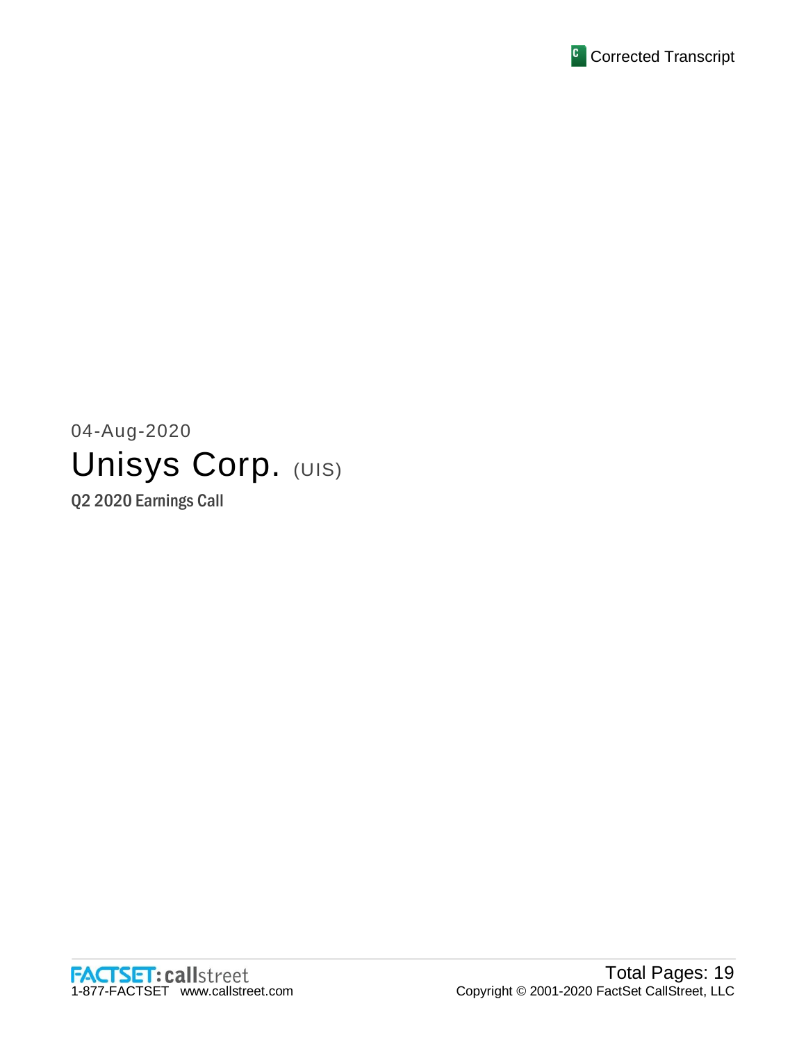Corrected Transcript

04-Aug-2020

# Unisys Corp. (UIS)

## Q2 2020 Earnings Call

FACTSET: callstreet
1-877-FACTSET www.callstreet.com

Total Pages: 19
Copyright © 2001-2020 FactSet CallStreet, LLC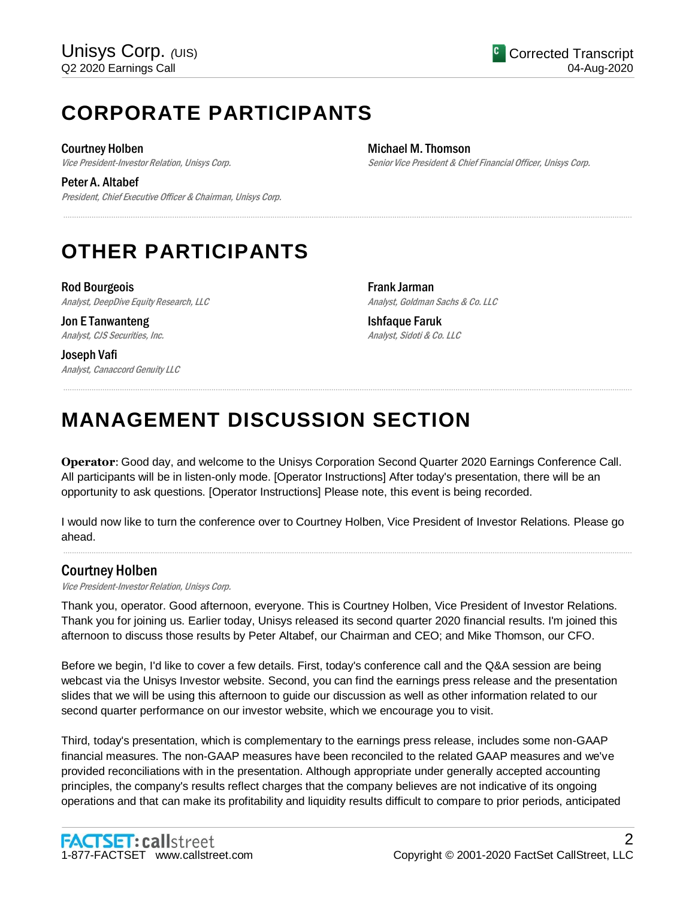# CORPORATE PARTICIPANTS

**Courtney Holben**
*Vice President-Investor Relation, Unisys Corp.*

**Peter A. Altabef**
*President, Chief Executive Officer & Chairman, Unisys Corp.*

**Michael M. Thomson**
*Senior Vice President & Chief Financial Officer, Unisys Corp.*

# OTHER PARTICIPANTS

**Rod Bourgeois**
*Analyst, DeepDive Equity Research, LLC*

**Jon E Tanwanteng**
*Analyst, CJS Securities, Inc.*

**Joseph Vafi**
*Analyst, Canaccord Genuity LLC*

**Frank Jarman**
*Analyst, Goldman Sachs & Co. LLC*

**Ishfaque Faruk**
*Analyst, Sidoti & Co. LLC*

# MANAGEMENT DISCUSSION SECTION

**Operator**: Good day, and welcome to the Unisys Corporation Second Quarter 2020 Earnings Conference Call. All participants will be in listen-only mode. [Operator Instructions] After today's presentation, there will be an opportunity to ask questions. [Operator Instructions] Please note, this event is being recorded.

I would now like to turn the conference over to Courtney Holben, Vice President of Investor Relations. Please go ahead.

## Courtney Holben

*Vice President-Investor Relation, Unisys Corp.*

Thank you, operator. Good afternoon, everyone. This is Courtney Holben, Vice President of Investor Relations. Thank you for joining us. Earlier today, Unisys released its second quarter 2020 financial results. I'm joined this afternoon to discuss those results by Peter Altabef, our Chairman and CEO; and Mike Thomson, our CFO.

Before we begin, I'd like to cover a few details. First, today's conference call and the Q&A session are being webcast via the Unisys Investor website. Second, you can find the earnings press release and the presentation slides that we will be using this afternoon to guide our discussion as well as other information related to our second quarter performance on our investor website, which we encourage you to visit.

Third, today's presentation, which is complementary to the earnings press release, includes some non-GAAP financial measures. The non-GAAP measures have been reconciled to the related GAAP measures and we've provided reconciliations with in the presentation. Although appropriate under generally accepted accounting principles, the company's results reflect charges that the company believes are not indicative of its ongoing operations and that can make its profitability and liquidity results difficult to compare to prior periods, anticipated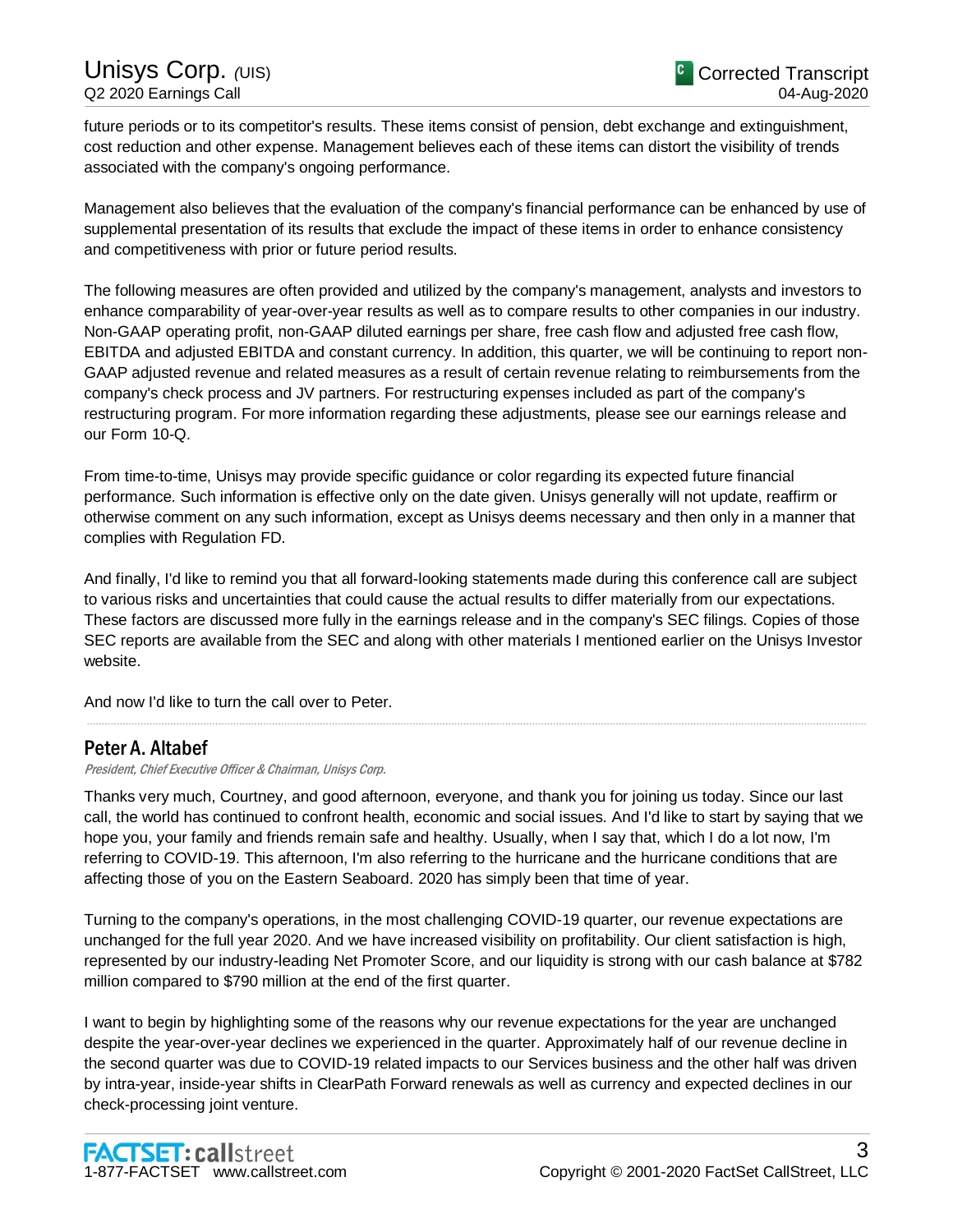future periods or to its competitor's results. These items consist of pension, debt exchange and extinguishment, cost reduction and other expense. Management believes each of these items can distort the visibility of trends associated with the company's ongoing performance.

Management also believes that the evaluation of the company's financial performance can be enhanced by use of supplemental presentation of its results that exclude the impact of these items in order to enhance consistency and competitiveness with prior or future period results.

The following measures are often provided and utilized by the company's management, analysts and investors to enhance comparability of year-over-year results as well as to compare results to other companies in our industry. Non-GAAP operating profit, non-GAAP diluted earnings per share, free cash flow and adjusted free cash flow, EBITDA and adjusted EBITDA and constant currency. In addition, this quarter, we will be continuing to report non-GAAP adjusted revenue and related measures as a result of certain revenue relating to reimbursements from the company's check process and JV partners. For restructuring expenses included as part of the company's restructuring program. For more information regarding these adjustments, please see our earnings release and our Form 10-Q.

From time-to-time, Unisys may provide specific guidance or color regarding its expected future financial performance. Such information is effective only on the date given. Unisys generally will not update, reaffirm or otherwise comment on any such information, except as Unisys deems necessary and then only in a manner that complies with Regulation FD.

And finally, I'd like to remind you that all forward-looking statements made during this conference call are subject to various risks and uncertainties that could cause the actual results to differ materially from our expectations. These factors are discussed more fully in the earnings release and in the company's SEC filings. Copies of those SEC reports are available from the SEC and along with other materials I mentioned earlier on the Unisys Investor website.

And now I'd like to turn the call over to Peter.

---

## Peter A. Altabef

*President, Chief Executive Officer & Chairman, Unisys Corp.*

Thanks very much, Courtney, and good afternoon, everyone, and thank you for joining us today. Since our last call, the world has continued to confront health, economic and social issues. And I'd like to start by saying that we hope you, your family and friends remain safe and healthy. Usually, when I say that, which I do a lot now, I'm referring to COVID-19. This afternoon, I'm also referring to the hurricane and the hurricane conditions that are affecting those of you on the Eastern Seaboard. 2020 has simply been that time of year.

Turning to the company's operations, in the most challenging COVID-19 quarter, our revenue expectations are unchanged for the full year 2020. And we have increased visibility on profitability. Our client satisfaction is high, represented by our industry-leading Net Promoter Score, and our liquidity is strong with our cash balance at $782 million compared to $790 million at the end of the first quarter.

I want to begin by highlighting some of the reasons why our revenue expectations for the year are unchanged despite the year-over-year declines we experienced in the quarter. Approximately half of our revenue decline in the second quarter was due to COVID-19 related impacts to our Services business and the other half was driven by intra-year, inside-year shifts in ClearPath Forward renewals as well as currency and expected declines in our check-processing joint venture.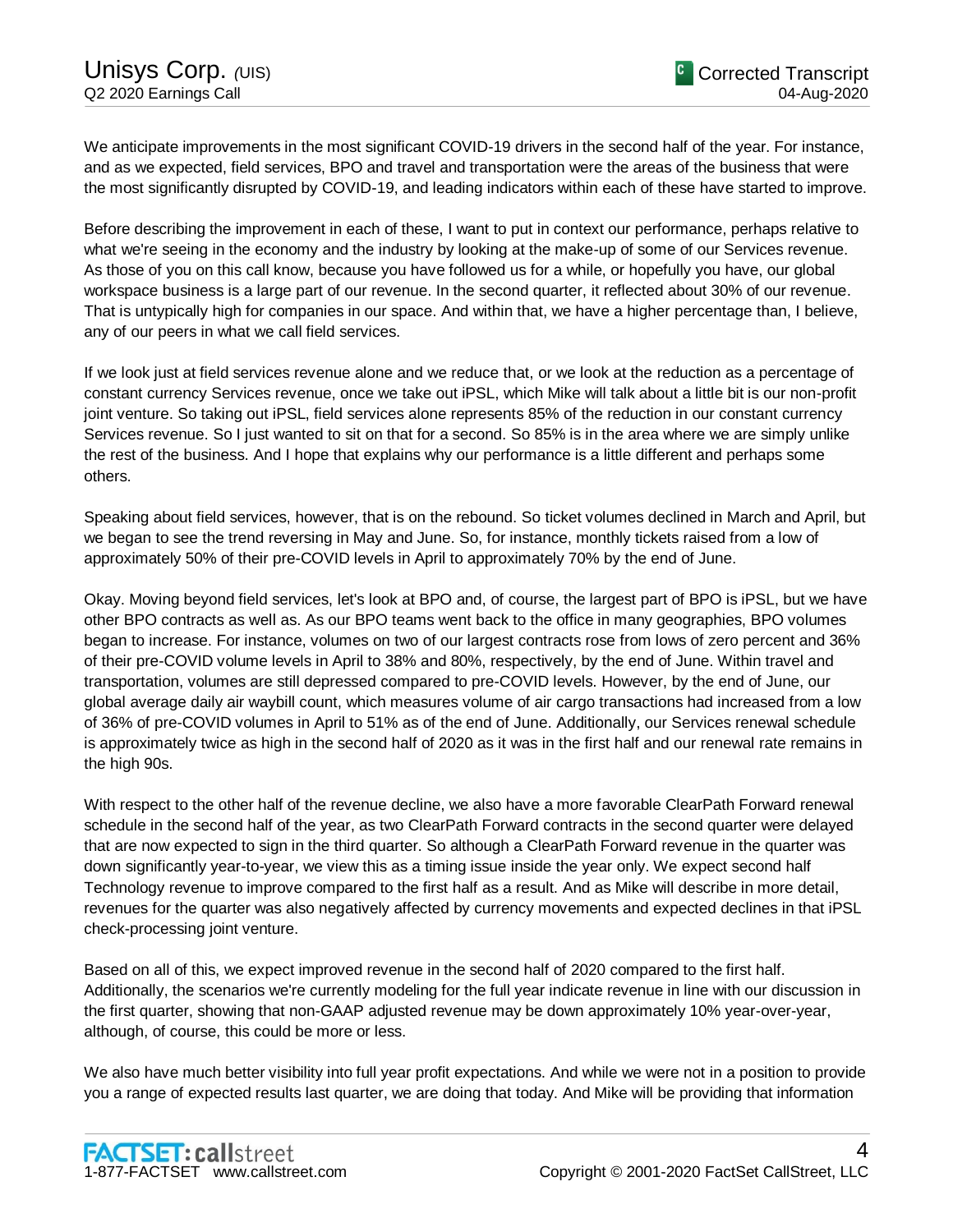We anticipate improvements in the most significant COVID-19 drivers in the second half of the year. For instance, and as we expected, field services, BPO and travel and transportation were the areas of the business that were the most significantly disrupted by COVID-19, and leading indicators within each of these have started to improve.

Before describing the improvement in each of these, I want to put in context our performance, perhaps relative to what we're seeing in the economy and the industry by looking at the make-up of some of our Services revenue. As those of you on this call know, because you have followed us for a while, or hopefully you have, our global workspace business is a large part of our revenue. In the second quarter, it reflected about 30% of our revenue. That is untypically high for companies in our space. And within that, we have a higher percentage than, I believe, any of our peers in what we call field services.

If we look just at field services revenue alone and we reduce that, or we look at the reduction as a percentage of constant currency Services revenue, once we take out iPSL, which Mike will talk about a little bit is our non-profit joint venture. So taking out iPSL, field services alone represents 85% of the reduction in our constant currency Services revenue. So I just wanted to sit on that for a second. So 85% is in the area where we are simply unlike the rest of the business. And I hope that explains why our performance is a little different and perhaps some others.

Speaking about field services, however, that is on the rebound. So ticket volumes declined in March and April, but we began to see the trend reversing in May and June. So, for instance, monthly tickets raised from a low of approximately 50% of their pre-COVID levels in April to approximately 70% by the end of June.

Okay. Moving beyond field services, let's look at BPO and, of course, the largest part of BPO is iPSL, but we have other BPO contracts as well as. As our BPO teams went back to the office in many geographies, BPO volumes began to increase. For instance, volumes on two of our largest contracts rose from lows of zero percent and 36% of their pre-COVID volume levels in April to 38% and 80%, respectively, by the end of June. Within travel and transportation, volumes are still depressed compared to pre-COVID levels. However, by the end of June, our global average daily air waybill count, which measures volume of air cargo transactions had increased from a low of 36% of pre-COVID volumes in April to 51% as of the end of June. Additionally, our Services renewal schedule is approximately twice as high in the second half of 2020 as it was in the first half and our renewal rate remains in the high 90s.

With respect to the other half of the revenue decline, we also have a more favorable ClearPath Forward renewal schedule in the second half of the year, as two ClearPath Forward contracts in the second quarter were delayed that are now expected to sign in the third quarter. So although a ClearPath Forward revenue in the quarter was down significantly year-to-year, we view this as a timing issue inside the year only. We expect second half Technology revenue to improve compared to the first half as a result. And as Mike will describe in more detail, revenues for the quarter was also negatively affected by currency movements and expected declines in that iPSL check-processing joint venture.

Based on all of this, we expect improved revenue in the second half of 2020 compared to the first half. Additionally, the scenarios we're currently modeling for the full year indicate revenue in line with our discussion in the first quarter, showing that non-GAAP adjusted revenue may be down approximately 10% year-over-year, although, of course, this could be more or less.

We also have much better visibility into full year profit expectations. And while we were not in a position to provide you a range of expected results last quarter, we are doing that today. And Mike will be providing that information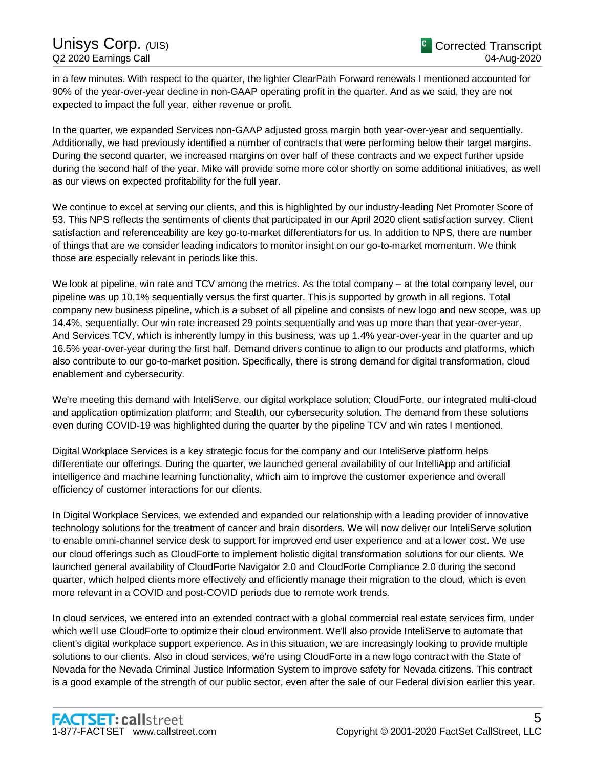in a few minutes. With respect to the quarter, the lighter ClearPath Forward renewals I mentioned accounted for 90% of the year-over-year decline in non-GAAP operating profit in the quarter. And as we said, they are not expected to impact the full year, either revenue or profit.

In the quarter, we expanded Services non-GAAP adjusted gross margin both year-over-year and sequentially. Additionally, we had previously identified a number of contracts that were performing below their target margins. During the second quarter, we increased margins on over half of these contracts and we expect further upside during the second half of the year. Mike will provide some more color shortly on some additional initiatives, as well as our views on expected profitability for the full year.

We continue to excel at serving our clients, and this is highlighted by our industry-leading Net Promoter Score of 53. This NPS reflects the sentiments of clients that participated in our April 2020 client satisfaction survey. Client satisfaction and referenceability are key go-to-market differentiators for us. In addition to NPS, there are number of things that are we consider leading indicators to monitor insight on our go-to-market momentum. We think those are especially relevant in periods like this.

We look at pipeline, win rate and TCV among the metrics. As the total company – at the total company level, our pipeline was up 10.1% sequentially versus the first quarter. This is supported by growth in all regions. Total company new business pipeline, which is a subset of all pipeline and consists of new logo and new scope, was up 14.4%, sequentially. Our win rate increased 29 points sequentially and was up more than that year-over-year. And Services TCV, which is inherently lumpy in this business, was up 1.4% year-over-year in the quarter and up 16.5% year-over-year during the first half. Demand drivers continue to align to our products and platforms, which also contribute to our go-to-market position. Specifically, there is strong demand for digital transformation, cloud enablement and cybersecurity.

We're meeting this demand with InteliServe, our digital workplace solution; CloudForte, our integrated multi-cloud and application optimization platform; and Stealth, our cybersecurity solution. The demand from these solutions even during COVID-19 was highlighted during the quarter by the pipeline TCV and win rates I mentioned.

Digital Workplace Services is a key strategic focus for the company and our InteliServe platform helps differentiate our offerings. During the quarter, we launched general availability of our IntelliApp and artificial intelligence and machine learning functionality, which aim to improve the customer experience and overall efficiency of customer interactions for our clients.

In Digital Workplace Services, we extended and expanded our relationship with a leading provider of innovative technology solutions for the treatment of cancer and brain disorders. We will now deliver our InteliServe solution to enable omni-channel service desk to support for improved end user experience and at a lower cost. We use our cloud offerings such as CloudForte to implement holistic digital transformation solutions for our clients. We launched general availability of CloudForte Navigator 2.0 and CloudForte Compliance 2.0 during the second quarter, which helped clients more effectively and efficiently manage their migration to the cloud, which is even more relevant in a COVID and post-COVID periods due to remote work trends.

In cloud services, we entered into an extended contract with a global commercial real estate services firm, under which we'll use CloudForte to optimize their cloud environment. We'll also provide InteliServe to automate that client's digital workplace support experience. As in this situation, we are increasingly looking to provide multiple solutions to our clients. Also in cloud services, we're using CloudForte in a new logo contract with the State of Nevada for the Nevada Criminal Justice Information System to improve safety for Nevada citizens. This contract is a good example of the strength of our public sector, even after the sale of our Federal division earlier this year.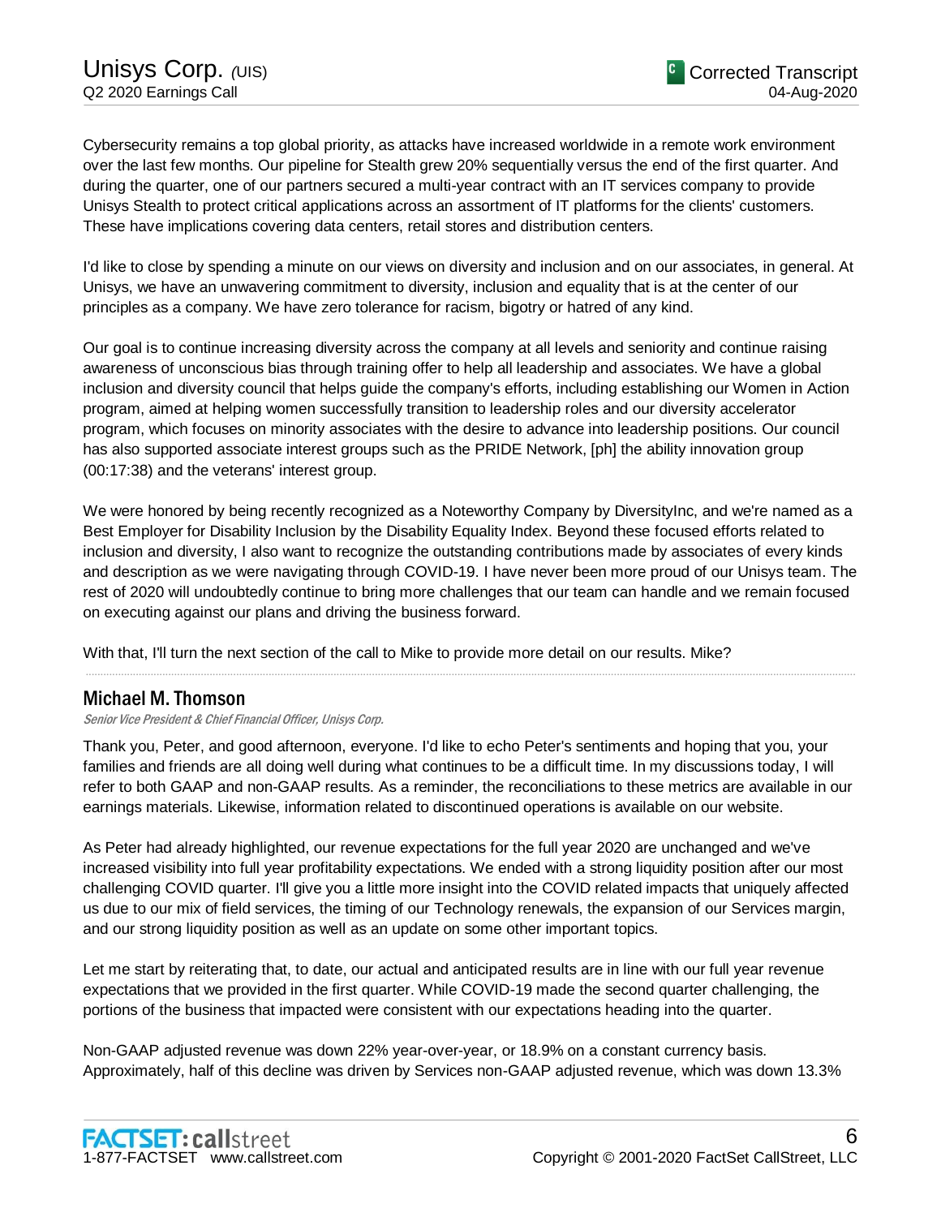Cybersecurity remains a top global priority, as attacks have increased worldwide in a remote work environment over the last few months. Our pipeline for Stealth grew 20% sequentially versus the end of the first quarter. And during the quarter, one of our partners secured a multi-year contract with an IT services company to provide Unisys Stealth to protect critical applications across an assortment of IT platforms for the clients' customers. These have implications covering data centers, retail stores and distribution centers.

I'd like to close by spending a minute on our views on diversity and inclusion and on our associates, in general. At Unisys, we have an unwavering commitment to diversity, inclusion and equality that is at the center of our principles as a company. We have zero tolerance for racism, bigotry or hatred of any kind.

Our goal is to continue increasing diversity across the company at all levels and seniority and continue raising awareness of unconscious bias through training offer to help all leadership and associates. We have a global inclusion and diversity council that helps guide the company's efforts, including establishing our Women in Action program, aimed at helping women successfully transition to leadership roles and our diversity accelerator program, which focuses on minority associates with the desire to advance into leadership positions. Our council has also supported associate interest groups such as the PRIDE Network, [ph] the ability innovation group (00:17:38) and the veterans' interest group.

We were honored by being recently recognized as a Noteworthy Company by DiversityInc, and we're named as a Best Employer for Disability Inclusion by the Disability Equality Index. Beyond these focused efforts related to inclusion and diversity, I also want to recognize the outstanding contributions made by associates of every kinds and description as we were navigating through COVID-19. I have never been more proud of our Unisys team. The rest of 2020 will undoubtedly continue to bring more challenges that our team can handle and we remain focused on executing against our plans and driving the business forward.

With that, I'll turn the next section of the call to Mike to provide more detail on our results. Mike?

## Michael M. Thomson

*Senior Vice President & Chief Financial Officer, Unisys Corp.*

Thank you, Peter, and good afternoon, everyone. I'd like to echo Peter's sentiments and hoping that you, your families and friends are all doing well during what continues to be a difficult time. In my discussions today, I will refer to both GAAP and non-GAAP results. As a reminder, the reconciliations to these metrics are available in our earnings materials. Likewise, information related to discontinued operations is available on our website.

As Peter had already highlighted, our revenue expectations for the full year 2020 are unchanged and we've increased visibility into full year profitability expectations. We ended with a strong liquidity position after our most challenging COVID quarter. I'll give you a little more insight into the COVID related impacts that uniquely affected us due to our mix of field services, the timing of our Technology renewals, the expansion of our Services margin, and our strong liquidity position as well as an update on some other important topics.

Let me start by reiterating that, to date, our actual and anticipated results are in line with our full year revenue expectations that we provided in the first quarter. While COVID-19 made the second quarter challenging, the portions of the business that impacted were consistent with our expectations heading into the quarter.

Non-GAAP adjusted revenue was down 22% year-over-year, or 18.9% on a constant currency basis. Approximately, half of this decline was driven by Services non-GAAP adjusted revenue, which was down 13.3%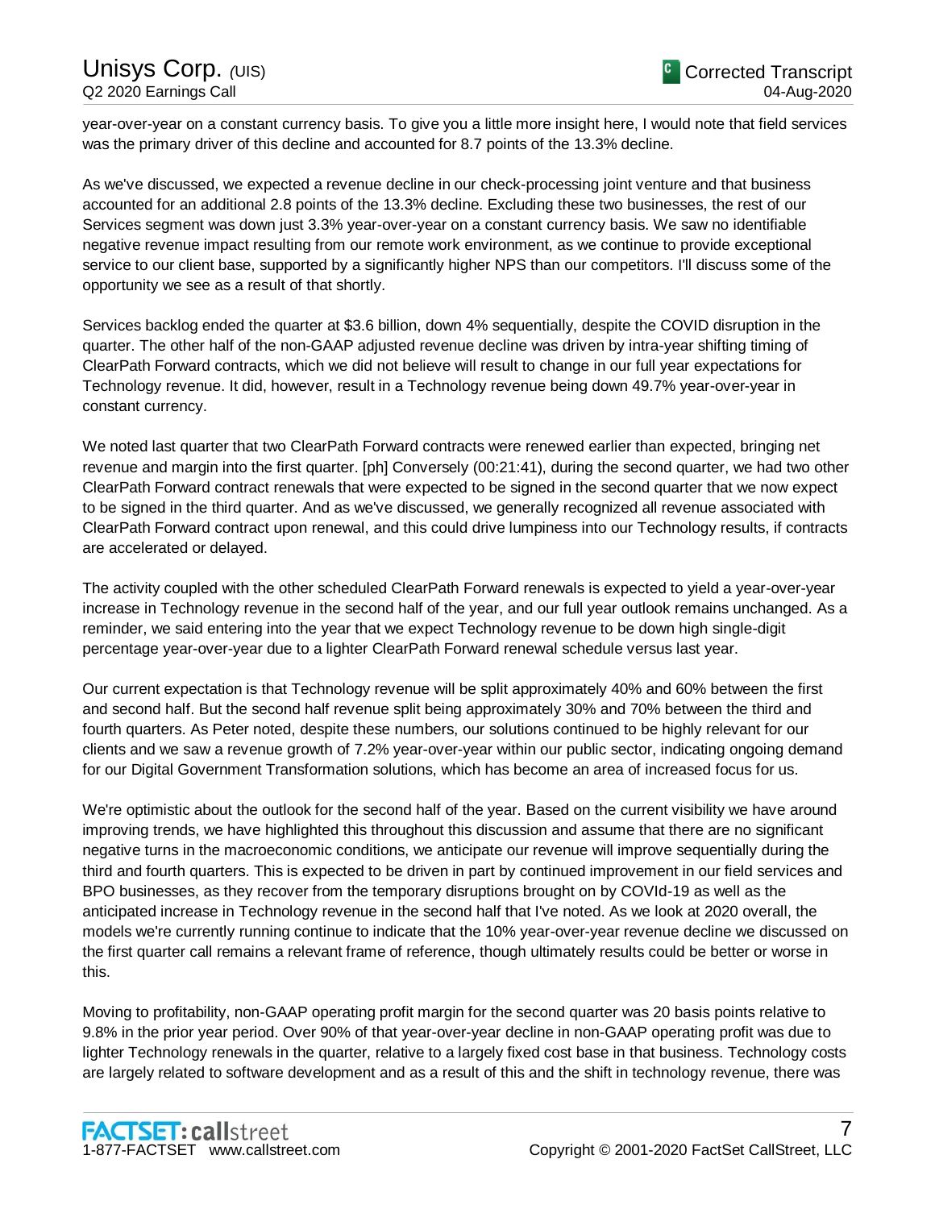year-over-year on a constant currency basis. To give you a little more insight here, I would note that field services was the primary driver of this decline and accounted for 8.7 points of the 13.3% decline.

As we've discussed, we expected a revenue decline in our check-processing joint venture and that business accounted for an additional 2.8 points of the 13.3% decline. Excluding these two businesses, the rest of our Services segment was down just 3.3% year-over-year on a constant currency basis. We saw no identifiable negative revenue impact resulting from our remote work environment, as we continue to provide exceptional service to our client base, supported by a significantly higher NPS than our competitors. I'll discuss some of the opportunity we see as a result of that shortly.

Services backlog ended the quarter at $3.6 billion, down 4% sequentially, despite the COVID disruption in the quarter. The other half of the non-GAAP adjusted revenue decline was driven by intra-year shifting timing of ClearPath Forward contracts, which we did not believe will result to change in our full year expectations for Technology revenue. It did, however, result in a Technology revenue being down 49.7% year-over-year in constant currency.

We noted last quarter that two ClearPath Forward contracts were renewed earlier than expected, bringing net revenue and margin into the first quarter. [ph] Conversely (00:21:41), during the second quarter, we had two other ClearPath Forward contract renewals that were expected to be signed in the second quarter that we now expect to be signed in the third quarter. And as we've discussed, we generally recognized all revenue associated with ClearPath Forward contract upon renewal, and this could drive lumpiness into our Technology results, if contracts are accelerated or delayed.

The activity coupled with the other scheduled ClearPath Forward renewals is expected to yield a year-over-year increase in Technology revenue in the second half of the year, and our full year outlook remains unchanged. As a reminder, we said entering into the year that we expect Technology revenue to be down high single-digit percentage year-over-year due to a lighter ClearPath Forward renewal schedule versus last year.

Our current expectation is that Technology revenue will be split approximately 40% and 60% between the first and second half. But the second half revenue split being approximately 30% and 70% between the third and fourth quarters. As Peter noted, despite these numbers, our solutions continued to be highly relevant for our clients and we saw a revenue growth of 7.2% year-over-year within our public sector, indicating ongoing demand for our Digital Government Transformation solutions, which has become an area of increased focus for us.

We're optimistic about the outlook for the second half of the year. Based on the current visibility we have around improving trends, we have highlighted this throughout this discussion and assume that there are no significant negative turns in the macroeconomic conditions, we anticipate our revenue will improve sequentially during the third and fourth quarters. This is expected to be driven in part by continued improvement in our field services and BPO businesses, as they recover from the temporary disruptions brought on by COVId-19 as well as the anticipated increase in Technology revenue in the second half that I've noted. As we look at 2020 overall, the models we're currently running continue to indicate that the 10% year-over-year revenue decline we discussed on the first quarter call remains a relevant frame of reference, though ultimately results could be better or worse in this.

Moving to profitability, non-GAAP operating profit margin for the second quarter was 20 basis points relative to 9.8% in the prior year period. Over 90% of that year-over-year decline in non-GAAP operating profit was due to lighter Technology renewals in the quarter, relative to a largely fixed cost base in that business. Technology costs are largely related to software development and as a result of this and the shift in technology revenue, there was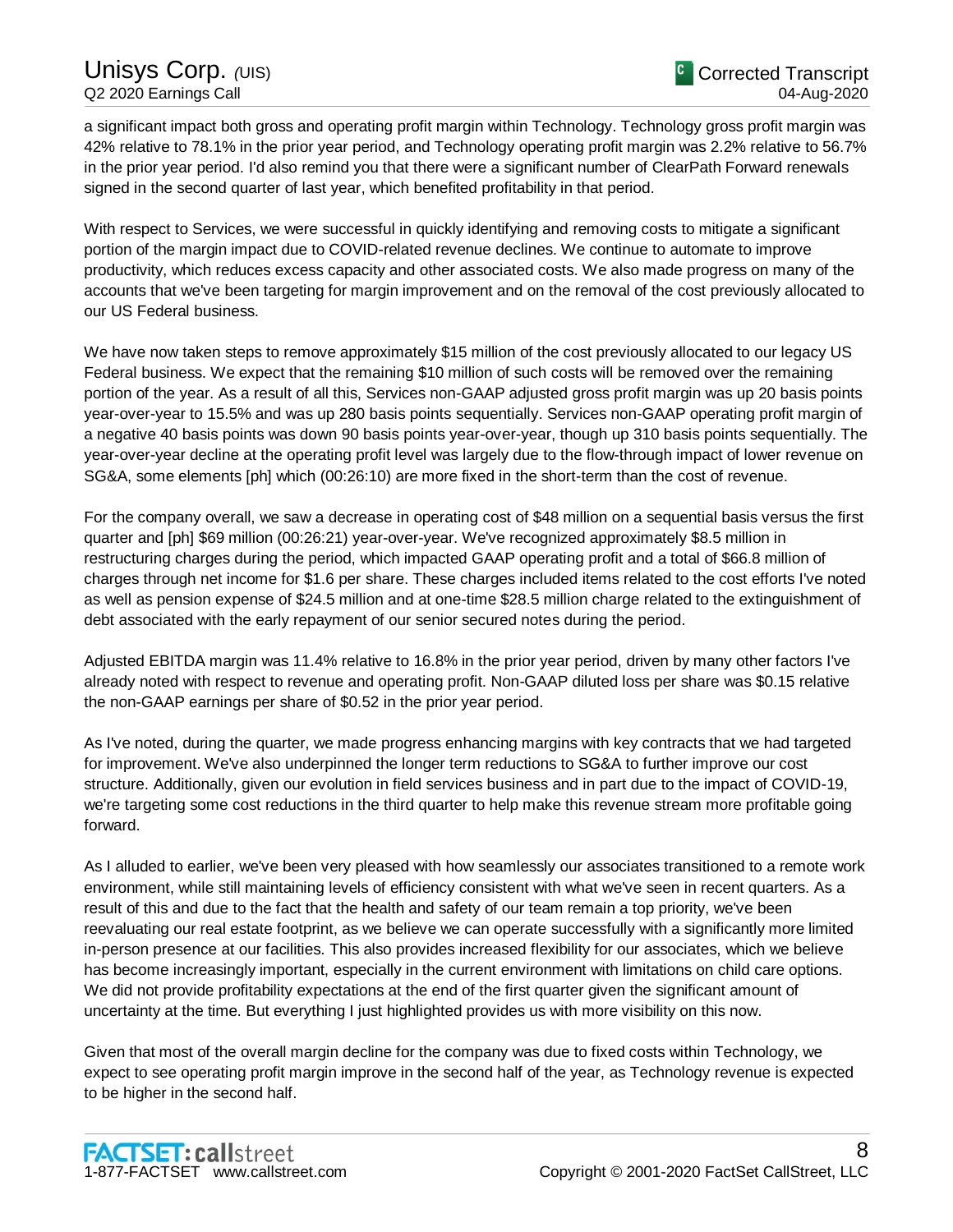a significant impact both gross and operating profit margin within Technology. Technology gross profit margin was 42% relative to 78.1% in the prior year period, and Technology operating profit margin was 2.2% relative to 56.7% in the prior year period. I'd also remind you that there were a significant number of ClearPath Forward renewals signed in the second quarter of last year, which benefited profitability in that period.

With respect to Services, we were successful in quickly identifying and removing costs to mitigate a significant portion of the margin impact due to COVID-related revenue declines. We continue to automate to improve productivity, which reduces excess capacity and other associated costs. We also made progress on many of the accounts that we've been targeting for margin improvement and on the removal of the cost previously allocated to our US Federal business.

We have now taken steps to remove approximately $15 million of the cost previously allocated to our legacy US Federal business. We expect that the remaining $10 million of such costs will be removed over the remaining portion of the year. As a result of all this, Services non-GAAP adjusted gross profit margin was up 20 basis points year-over-year to 15.5% and was up 280 basis points sequentially. Services non-GAAP operating profit margin of a negative 40 basis points was down 90 basis points year-over-year, though up 310 basis points sequentially. The year-over-year decline at the operating profit level was largely due to the flow-through impact of lower revenue on SG&A, some elements [ph] which (00:26:10) are more fixed in the short-term than the cost of revenue.

For the company overall, we saw a decrease in operating cost of $48 million on a sequential basis versus the first quarter and [ph] $69 million (00:26:21) year-over-year. We've recognized approximately $8.5 million in restructuring charges during the period, which impacted GAAP operating profit and a total of $66.8 million of charges through net income for $1.6 per share. These charges included items related to the cost efforts I've noted as well as pension expense of $24.5 million and at one-time $28.5 million charge related to the extinguishment of debt associated with the early repayment of our senior secured notes during the period.

Adjusted EBITDA margin was 11.4% relative to 16.8% in the prior year period, driven by many other factors I've already noted with respect to revenue and operating profit. Non-GAAP diluted loss per share was $0.15 relative the non-GAAP earnings per share of $0.52 in the prior year period.

As I've noted, during the quarter, we made progress enhancing margins with key contracts that we had targeted for improvement. We've also underpinned the longer term reductions to SG&A to further improve our cost structure. Additionally, given our evolution in field services business and in part due to the impact of COVID-19, we're targeting some cost reductions in the third quarter to help make this revenue stream more profitable going forward.

As I alluded to earlier, we've been very pleased with how seamlessly our associates transitioned to a remote work environment, while still maintaining levels of efficiency consistent with what we've seen in recent quarters. As a result of this and due to the fact that the health and safety of our team remain a top priority, we've been reevaluating our real estate footprint, as we believe we can operate successfully with a significantly more limited in-person presence at our facilities. This also provides increased flexibility for our associates, which we believe has become increasingly important, especially in the current environment with limitations on child care options. We did not provide profitability expectations at the end of the first quarter given the significant amount of uncertainty at the time. But everything I just highlighted provides us with more visibility on this now.

Given that most of the overall margin decline for the company was due to fixed costs within Technology, we expect to see operating profit margin improve in the second half of the year, as Technology revenue is expected to be higher in the second half.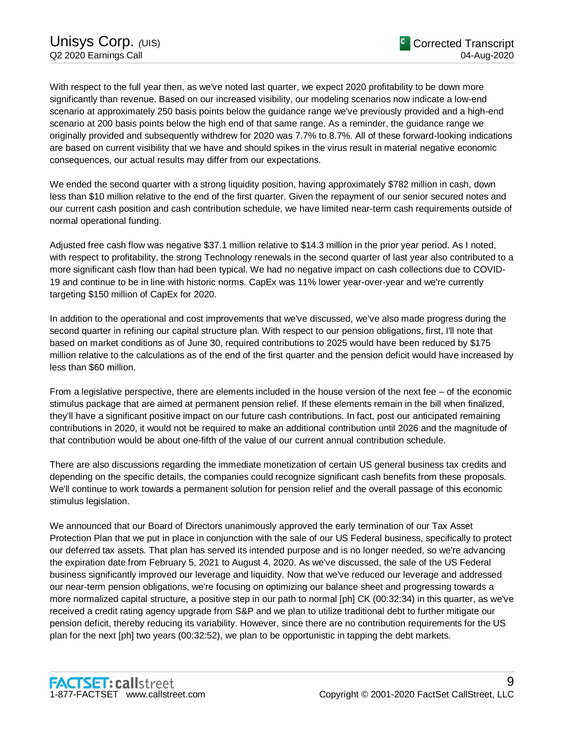With respect to the full year then, as we've noted last quarter, we expect 2020 profitability to be down more significantly than revenue. Based on our increased visibility, our modeling scenarios now indicate a low-end scenario at approximately 250 basis points below the guidance range we've previously provided and a high-end scenario at 200 basis points below the high end of that same range. As a reminder, the guidance range we originally provided and subsequently withdrew for 2020 was 7.7% to 8.7%. All of these forward-looking indications are based on current visibility that we have and should spikes in the virus result in material negative economic consequences, our actual results may differ from our expectations.

We ended the second quarter with a strong liquidity position, having approximately $782 million in cash, down less than $10 million relative to the end of the first quarter. Given the repayment of our senior secured notes and our current cash position and cash contribution schedule, we have limited near-term cash requirements outside of normal operational funding.

Adjusted free cash flow was negative $37.1 million relative to $14.3 million in the prior year period. As I noted, with respect to profitability, the strong Technology renewals in the second quarter of last year also contributed to a more significant cash flow than had been typical. We had no negative impact on cash collections due to COVID-19 and continue to be in line with historic norms. CapEx was 11% lower year-over-year and we're currently targeting $150 million of CapEx for 2020.

In addition to the operational and cost improvements that we've discussed, we've also made progress during the second quarter in refining our capital structure plan. With respect to our pension obligations, first, I'll note that based on market conditions as of June 30, required contributions to 2025 would have been reduced by $175 million relative to the calculations as of the end of the first quarter and the pension deficit would have increased by less than $60 million.

From a legislative perspective, there are elements included in the house version of the next fee – of the economic stimulus package that are aimed at permanent pension relief. If these elements remain in the bill when finalized, they'll have a significant positive impact on our future cash contributions. In fact, post our anticipated remaining contributions in 2020, it would not be required to make an additional contribution until 2026 and the magnitude of that contribution would be about one-fifth of the value of our current annual contribution schedule.

There are also discussions regarding the immediate monetization of certain US general business tax credits and depending on the specific details, the companies could recognize significant cash benefits from these proposals. We'll continue to work towards a permanent solution for pension relief and the overall passage of this economic stimulus legislation.

We announced that our Board of Directors unanimously approved the early termination of our Tax Asset Protection Plan that we put in place in conjunction with the sale of our US Federal business, specifically to protect our deferred tax assets. That plan has served its intended purpose and is no longer needed, so we're advancing the expiration date from February 5, 2021 to August 4, 2020. As we've discussed, the sale of the US Federal business significantly improved our leverage and liquidity. Now that we've reduced our leverage and addressed our near-term pension obligations, we're focusing on optimizing our balance sheet and progressing towards a more normalized capital structure, a positive step in our path to normal [ph] CK (00:32:34) in this quarter, as we've received a credit rating agency upgrade from S&P and we plan to utilize traditional debt to further mitigate our pension deficit, thereby reducing its variability. However, since there are no contribution requirements for the US plan for the next [ph] two years (00:32:52), we plan to be opportunistic in tapping the debt markets.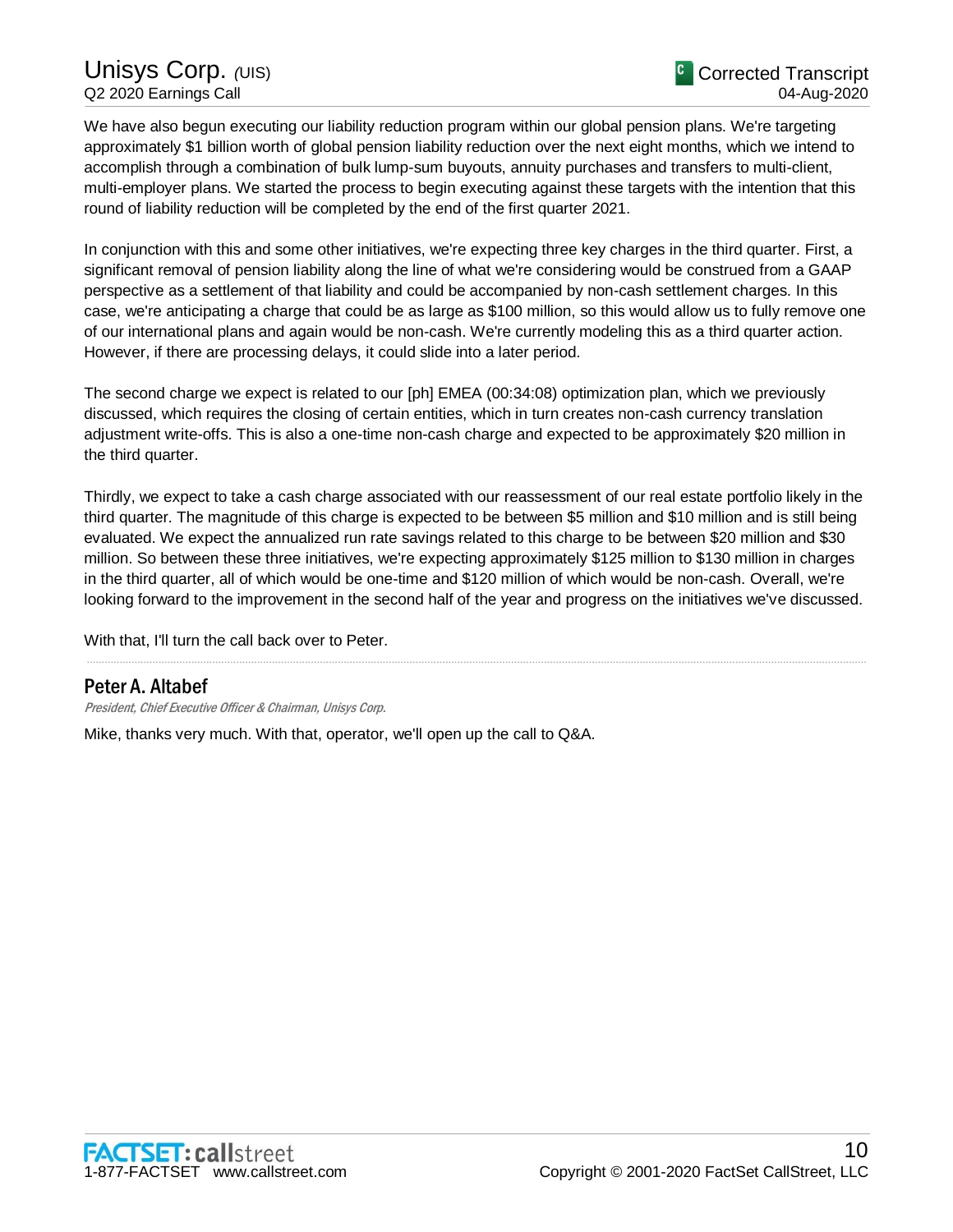We have also begun executing our liability reduction program within our global pension plans. We're targeting approximately $1 billion worth of global pension liability reduction over the next eight months, which we intend to accomplish through a combination of bulk lump-sum buyouts, annuity purchases and transfers to multi-client, multi-employer plans. We started the process to begin executing against these targets with the intention that this round of liability reduction will be completed by the end of the first quarter 2021.

In conjunction with this and some other initiatives, we're expecting three key charges in the third quarter. First, a significant removal of pension liability along the line of what we're considering would be construed from a GAAP perspective as a settlement of that liability and could be accompanied by non-cash settlement charges. In this case, we're anticipating a charge that could be as large as $100 million, so this would allow us to fully remove one of our international plans and again would be non-cash. We're currently modeling this as a third quarter action. However, if there are processing delays, it could slide into a later period.

The second charge we expect is related to our [ph] EMEA (00:34:08) optimization plan, which we previously discussed, which requires the closing of certain entities, which in turn creates non-cash currency translation adjustment write-offs. This is also a one-time non-cash charge and expected to be approximately $20 million in the third quarter.

Thirdly, we expect to take a cash charge associated with our reassessment of our real estate portfolio likely in the third quarter. The magnitude of this charge is expected to be between $5 million and $10 million and is still being evaluated. We expect the annualized run rate savings related to this charge to be between $20 million and $30 million. So between these three initiatives, we're expecting approximately $125 million to $130 million in charges in the third quarter, all of which would be one-time and $120 million of which would be non-cash. Overall, we're looking forward to the improvement in the second half of the year and progress on the initiatives we've discussed.

With that, I'll turn the call back over to Peter.

---

## Peter A. Altabef

*President, Chief Executive Officer & Chairman, Unisys Corp.*

Mike, thanks very much. With that, operator, we'll open up the call to Q&A.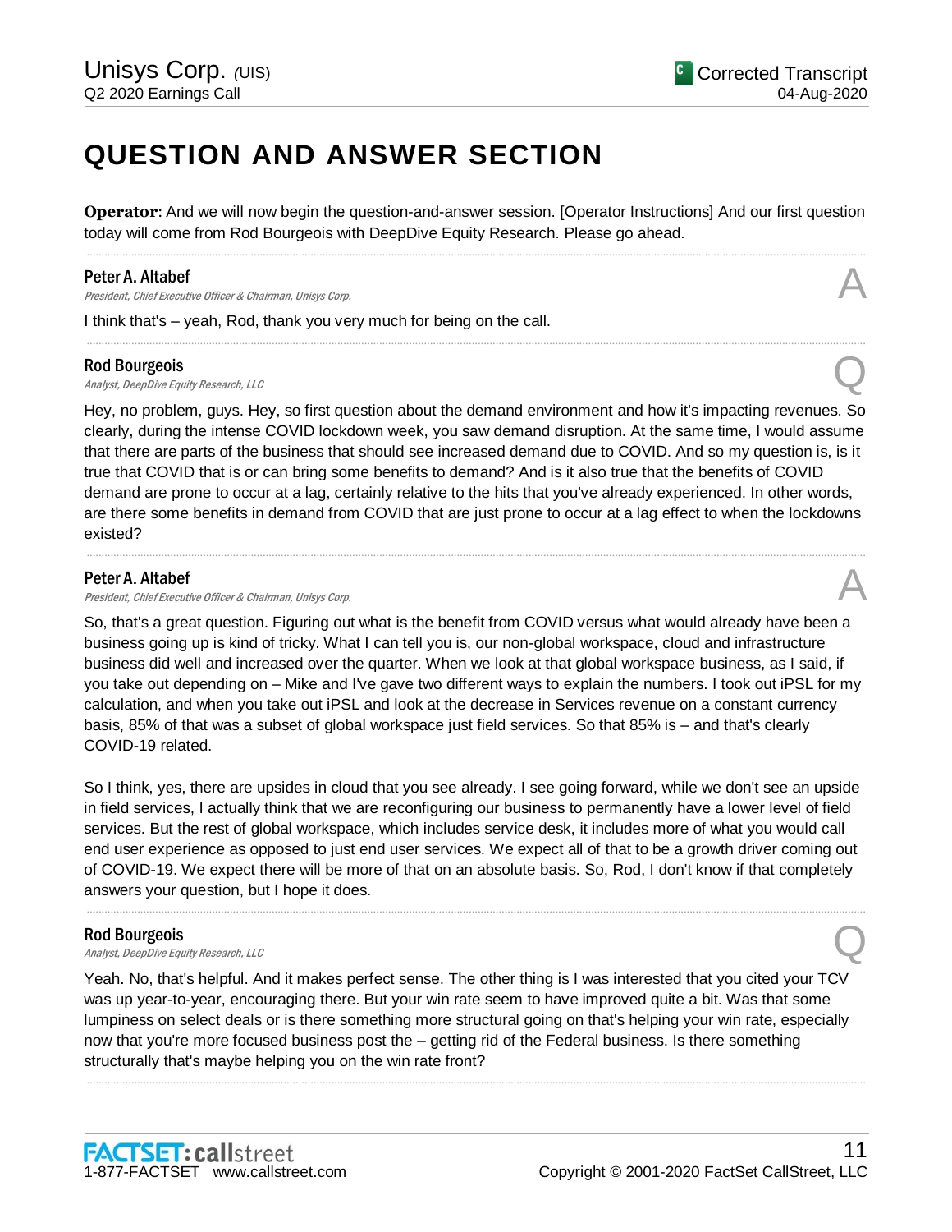# QUESTION AND ANSWER SECTION

**Operator**: And we will now begin the question-and-answer session. [Operator Instructions] And our first question today will come from Rod Bourgeois with DeepDive Equity Research. Please go ahead.

---

**Peter A. Altabef**
*President, Chief Executive Officer & Chairman, Unisys Corp.*

A

I think that's – yeah, Rod, thank you very much for being on the call.

---

**Rod Bourgeois**
*Analyst, DeepDive Equity Research, LLC*

Q

Hey, no problem, guys. Hey, so first question about the demand environment and how it's impacting revenues. So clearly, during the intense COVID lockdown week, you saw demand disruption. At the same time, I would assume that there are parts of the business that should see increased demand due to COVID. And so my question is, is it true that COVID that is or can bring some benefits to demand? And is it also true that the benefits of COVID demand are prone to occur at a lag, certainly relative to the hits that you've already experienced. In other words, are there some benefits in demand from COVID that are just prone to occur at a lag effect to when the lockdowns existed?

---

**Peter A. Altabef**
*President, Chief Executive Officer & Chairman, Unisys Corp.*

A

So, that's a great question. Figuring out what is the benefit from COVID versus what would already have been a business going up is kind of tricky. What I can tell you is, our non-global workspace, cloud and infrastructure business did well and increased over the quarter. When we look at that global workspace business, as I said, if you take out depending on – Mike and I've gave two different ways to explain the numbers. I took out iPSL for my calculation, and when you take out iPSL and look at the decrease in Services revenue on a constant currency basis, 85% of that was a subset of global workspace just field services. So that 85% is – and that's clearly COVID-19 related.

So I think, yes, there are upsides in cloud that you see already. I see going forward, while we don't see an upside in field services, I actually think that we are reconfiguring our business to permanently have a lower level of field services. But the rest of global workspace, which includes service desk, it includes more of what you would call end user experience as opposed to just end user services. We expect all of that to be a growth driver coming out of COVID-19. We expect there will be more of that on an absolute basis. So, Rod, I don't know if that completely answers your question, but I hope it does.

---

**Rod Bourgeois**
*Analyst, DeepDive Equity Research, LLC*

Q

Yeah. No, that's helpful. And it makes perfect sense. The other thing is I was interested that you cited your TCV was up year-to-year, encouraging there. But your win rate seem to have improved quite a bit. Was that some lumpiness on select deals or is there something more structural going on that's helping your win rate, especially now that you're more focused business post the – getting rid of the Federal business. Is there something structurally that's maybe helping you on the win rate front?

---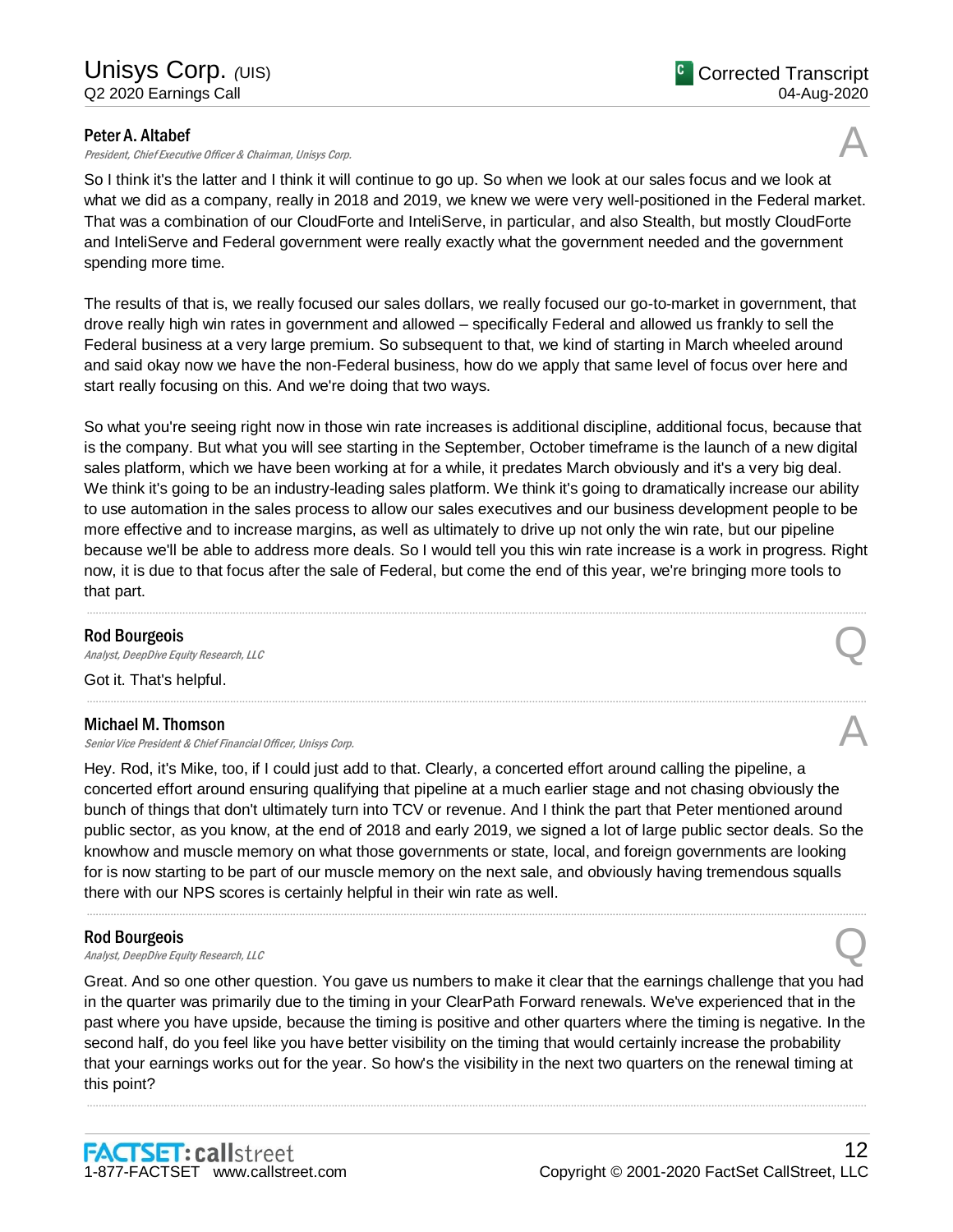**Peter A. Altabef**
*President, Chief Executive Officer & Chairman, Unisys Corp.*

A

So I think it's the latter and I think it will continue to go up. So when we look at our sales focus and we look at what we did as a company, really in 2018 and 2019, we knew we were very well-positioned in the Federal market. That was a combination of our CloudForte and InteliServe, in particular, and also Stealth, but mostly CloudForte and InteliServe and Federal government were really exactly what the government needed and the government spending more time.

The results of that is, we really focused our sales dollars, we really focused our go-to-market in government, that drove really high win rates in government and allowed – specifically Federal and allowed us frankly to sell the Federal business at a very large premium. So subsequent to that, we kind of starting in March wheeled around and said okay now we have the non-Federal business, how do we apply that same level of focus over here and start really focusing on this. And we're doing that two ways.

So what you're seeing right now in those win rate increases is additional discipline, additional focus, because that is the company. But what you will see starting in the September, October timeframe is the launch of a new digital sales platform, which we have been working at for a while, it predates March obviously and it's a very big deal. We think it's going to be an industry-leading sales platform. We think it's going to dramatically increase our ability to use automation in the sales process to allow our sales executives and our business development people to be more effective and to increase margins, as well as ultimately to drive up not only the win rate, but our pipeline because we'll be able to address more deals. So I would tell you this win rate increase is a work in progress. Right now, it is due to that focus after the sale of Federal, but come the end of this year, we're bringing more tools to that part.

---

**Rod Bourgeois**
*Analyst, DeepDive Equity Research, LLC*

Q

Got it. That's helpful.

---

**Michael M. Thomson**
*Senior Vice President & Chief Financial Officer, Unisys Corp.*

A

Hey. Rod, it's Mike, too, if I could just add to that. Clearly, a concerted effort around calling the pipeline, a concerted effort around ensuring qualifying that pipeline at a much earlier stage and not chasing obviously the bunch of things that don't ultimately turn into TCV or revenue. And I think the part that Peter mentioned around public sector, as you know, at the end of 2018 and early 2019, we signed a lot of large public sector deals. So the knowhow and muscle memory on what those governments or state, local, and foreign governments are looking for is now starting to be part of our muscle memory on the next sale, and obviously having tremendous squalls there with our NPS scores is certainly helpful in their win rate as well.

---

**Rod Bourgeois**
*Analyst, DeepDive Equity Research, LLC*

Q

Great. And so one other question. You gave us numbers to make it clear that the earnings challenge that you had in the quarter was primarily due to the timing in your ClearPath Forward renewals. We've experienced that in the past where you have upside, because the timing is positive and other quarters where the timing is negative. In the second half, do you feel like you have better visibility on the timing that would certainly increase the probability that your earnings works out for the year. So how's the visibility in the next two quarters on the renewal timing at this point?

---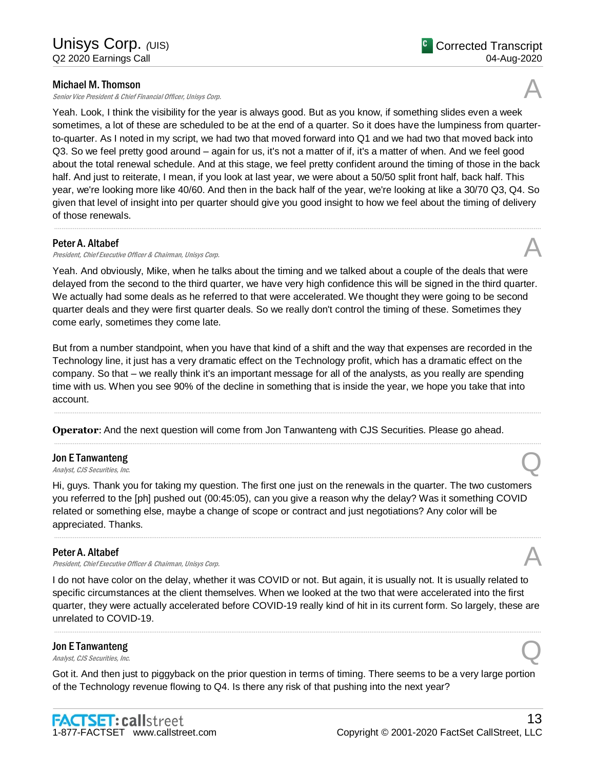**Michael M. Thomson**
*Senior Vice President & Chief Financial Officer, Unisys Corp.*

A

Yeah. Look, I think the visibility for the year is always good. But as you know, if something slides even a week sometimes, a lot of these are scheduled to be at the end of a quarter. So it does have the lumpiness from quarter-to-quarter. As I noted in my script, we had two that moved forward into Q1 and we had two that moved back into Q3. So we feel pretty good around – again for us, it's not a matter of if, it's a matter of when. And we feel good about the total renewal schedule. And at this stage, we feel pretty confident around the timing of those in the back half. And just to reiterate, I mean, if you look at last year, we were about a 50/50 split front half, back half. This year, we're looking more like 40/60. And then in the back half of the year, we're looking at like a 30/70 Q3, Q4. So given that level of insight into per quarter should give you good insight to how we feel about the timing of delivery of those renewals.

---

**Peter A. Altabef**
*President, Chief Executive Officer & Chairman, Unisys Corp.*

A

Yeah. And obviously, Mike, when he talks about the timing and we talked about a couple of the deals that were delayed from the second to the third quarter, we have very high confidence this will be signed in the third quarter. We actually had some deals as he referred to that were accelerated. We thought they were going to be second quarter deals and they were first quarter deals. So we really don't control the timing of these. Sometimes they come early, sometimes they come late.

But from a number standpoint, when you have that kind of a shift and the way that expenses are recorded in the Technology line, it just has a very dramatic effect on the Technology profit, which has a dramatic effect on the company. So that – we really think it's an important message for all of the analysts, as you really are spending time with us. When you see 90% of the decline in something that is inside the year, we hope you take that into account.

---

**Operator**: And the next question will come from Jon Tanwanteng with CJS Securities. Please go ahead.

---

**Jon E Tanwanteng**
*Analyst, CJS Securities, Inc.*

Q

Hi, guys. Thank you for taking my question. The first one just on the renewals in the quarter. The two customers you referred to the [ph] pushed out (00:45:05), can you give a reason why the delay? Was it something COVID related or something else, maybe a change of scope or contract and just negotiations? Any color will be appreciated. Thanks.

---

**Peter A. Altabef**
*President, Chief Executive Officer & Chairman, Unisys Corp.*

A

I do not have color on the delay, whether it was COVID or not. But again, it is usually not. It is usually related to specific circumstances at the client themselves. When we looked at the two that were accelerated into the first quarter, they were actually accelerated before COVID-19 really kind of hit in its current form. So largely, these are unrelated to COVID-19.

---

**Jon E Tanwanteng**
*Analyst, CJS Securities, Inc.*

Q

Got it. And then just to piggyback on the prior question in terms of timing. There seems to be a very large portion of the Technology revenue flowing to Q4. Is there any risk of that pushing into the next year?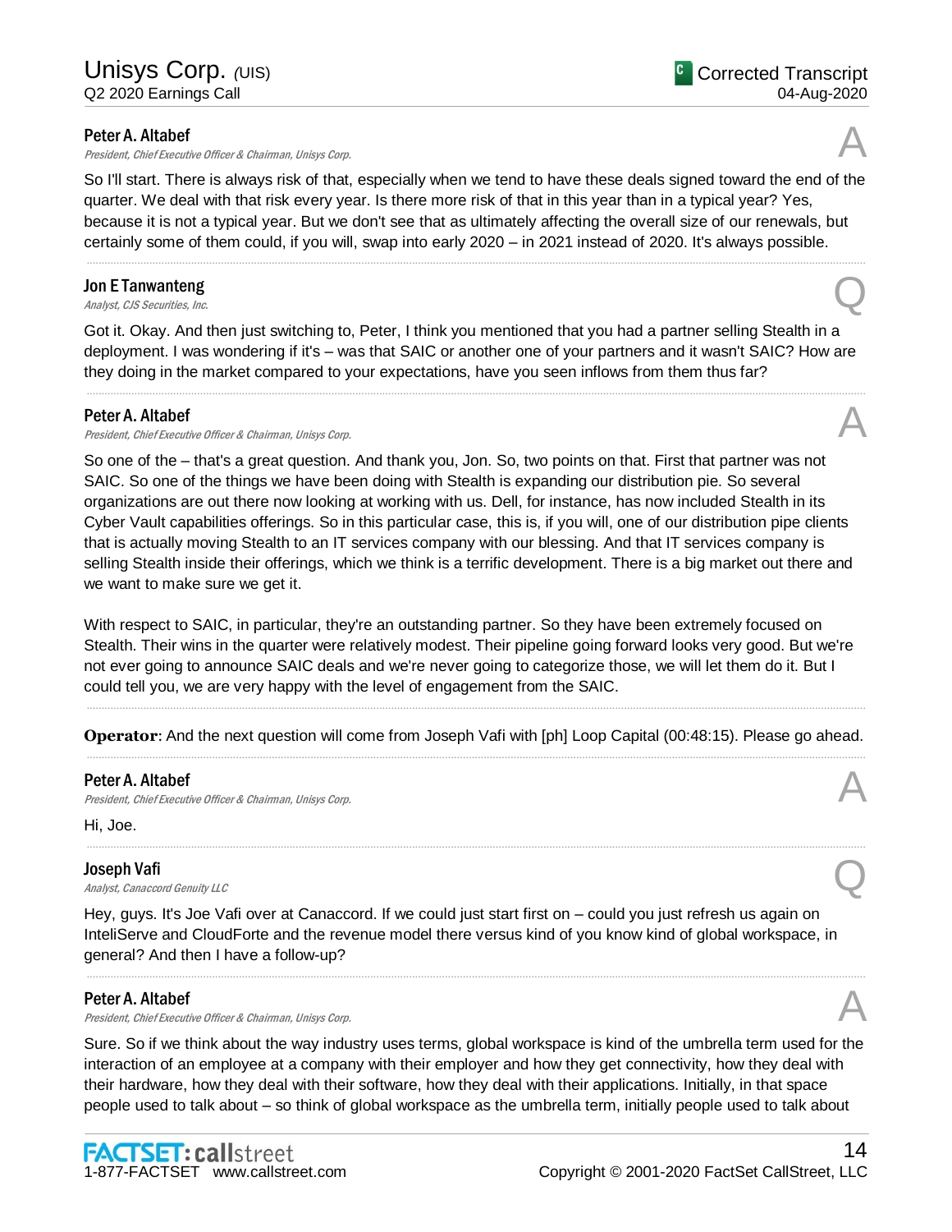**Peter A. Altabef**
*President, Chief Executive Officer & Chairman, Unisys Corp.*

A

So I'll start. There is always risk of that, especially when we tend to have these deals signed toward the end of the quarter. We deal with that risk every year. Is there more risk of that in this year than in a typical year? Yes, because it is not a typical year. But we don't see that as ultimately affecting the overall size of our renewals, but certainly some of them could, if you will, swap into early 2020 – in 2021 instead of 2020. It's always possible.

---

**Jon E Tanwanteng**
*Analyst, CJS Securities, Inc.*

Q

Got it. Okay. And then just switching to, Peter, I think you mentioned that you had a partner selling Stealth in a deployment. I was wondering if it's – was that SAIC or another one of your partners and it wasn't SAIC? How are they doing in the market compared to your expectations, have you seen inflows from them thus far?

---

**Peter A. Altabef**
*President, Chief Executive Officer & Chairman, Unisys Corp.*

A

So one of the – that's a great question. And thank you, Jon. So, two points on that. First that partner was not SAIC. So one of the things we have been doing with Stealth is expanding our distribution pie. So several organizations are out there now looking at working with us. Dell, for instance, has now included Stealth in its Cyber Vault capabilities offerings. So in this particular case, this is, if you will, one of our distribution pipe clients that is actually moving Stealth to an IT services company with our blessing. And that IT services company is selling Stealth inside their offerings, which we think is a terrific development. There is a big market out there and we want to make sure we get it.

With respect to SAIC, in particular, they're an outstanding partner. So they have been extremely focused on Stealth. Their wins in the quarter were relatively modest. Their pipeline going forward looks very good. But we're not ever going to announce SAIC deals and we're never going to categorize those, we will let them do it. But I could tell you, we are very happy with the level of engagement from the SAIC.

---

**Operator**: And the next question will come from Joseph Vafi with [ph] Loop Capital (00:48:15). Please go ahead.

---

**Peter A. Altabef**
*President, Chief Executive Officer & Chairman, Unisys Corp.*

A

Hi, Joe.

---

**Joseph Vafi**
*Analyst, Canaccord Genuity LLC*

Q

Hey, guys. It's Joe Vafi over at Canaccord. If we could just start first on – could you just refresh us again on InteliServe and CloudForte and the revenue model there versus kind of you know kind of global workspace, in general? And then I have a follow-up?

---

**Peter A. Altabef**
*President, Chief Executive Officer & Chairman, Unisys Corp.*

A

Sure. So if we think about the way industry uses terms, global workspace is kind of the umbrella term used for the interaction of an employee at a company with their employer and how they get connectivity, how they deal with their hardware, how they deal with their software, how they deal with their applications. Initially, in that space people used to talk about – so think of global workspace as the umbrella term, initially people used to talk about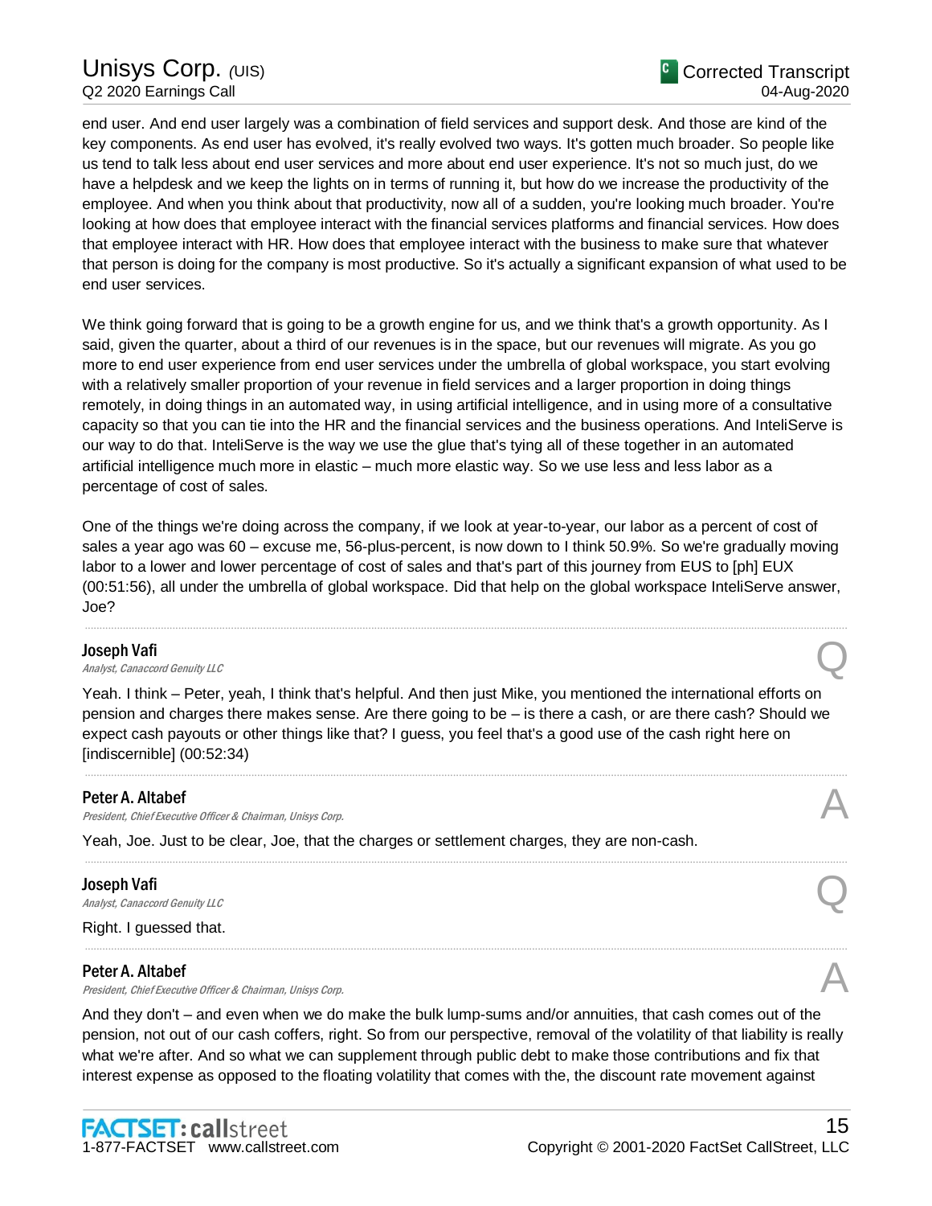end user. And end user largely was a combination of field services and support desk. And those are kind of the key components. As end user has evolved, it's really evolved two ways. It's gotten much broader. So people like us tend to talk less about end user services and more about end user experience. It's not so much just, do we have a helpdesk and we keep the lights on in terms of running it, but how do we increase the productivity of the employee. And when you think about that productivity, now all of a sudden, you're looking much broader. You're looking at how does that employee interact with the financial services platforms and financial services. How does that employee interact with HR. How does that employee interact with the business to make sure that whatever that person is doing for the company is most productive. So it's actually a significant expansion of what used to be end user services.

We think going forward that is going to be a growth engine for us, and we think that's a growth opportunity. As I said, given the quarter, about a third of our revenues is in the space, but our revenues will migrate. As you go more to end user experience from end user services under the umbrella of global workspace, you start evolving with a relatively smaller proportion of your revenue in field services and a larger proportion in doing things remotely, in doing things in an automated way, in using artificial intelligence, and in using more of a consultative capacity so that you can tie into the HR and the financial services and the business operations. And InteliServe is our way to do that. InteliServe is the way we use the glue that's tying all of these together in an automated artificial intelligence much more in elastic – much more elastic way. So we use less and less labor as a percentage of cost of sales.

One of the things we're doing across the company, if we look at year-to-year, our labor as a percent of cost of sales a year ago was 60 – excuse me, 56-plus-percent, is now down to I think 50.9%. So we're gradually moving labor to a lower and lower percentage of cost of sales and that's part of this journey from EUS to [ph] EUX (00:51:56), all under the umbrella of global workspace. Did that help on the global workspace InteliServe answer, Joe?

---

**Joseph Vafi**
*Analyst, Canaccord Genuity LLC* — Q

Yeah. I think – Peter, yeah, I think that's helpful. And then just Mike, you mentioned the international efforts on pension and charges there makes sense. Are there going to be – is there a cash, or are there cash? Should we expect cash payouts or other things like that? I guess, you feel that's a good use of the cash right here on [indiscernible] (00:52:34)

---

**Peter A. Altabef**
*President, Chief Executive Officer & Chairman, Unisys Corp.* — A

Yeah, Joe. Just to be clear, Joe, that the charges or settlement charges, they are non-cash.

---

**Joseph Vafi**
*Analyst, Canaccord Genuity LLC* — Q

Right. I guessed that.

---

**Peter A. Altabef**
*President, Chief Executive Officer & Chairman, Unisys Corp.* — A

And they don't – and even when we do make the bulk lump-sums and/or annuities, that cash comes out of the pension, not out of our cash coffers, right. So from our perspective, removal of the volatility of that liability is really what we're after. And so what we can supplement through public debt to make those contributions and fix that interest expense as opposed to the floating volatility that comes with the, the discount rate movement against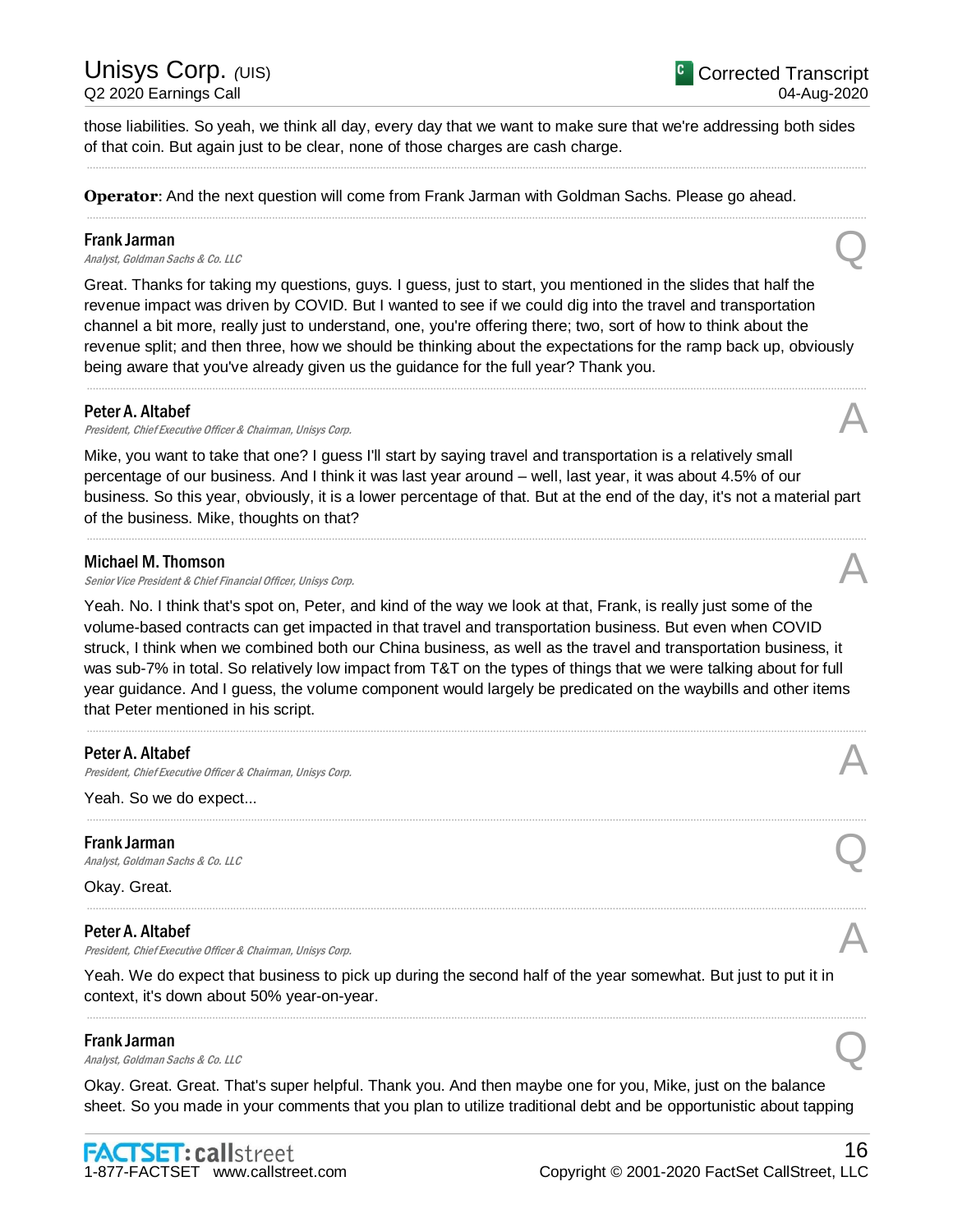those liabilities. So yeah, we think all day, every day that we want to make sure that we're addressing both sides of that coin. But again just to be clear, none of those charges are cash charge.

---

**Operator**: And the next question will come from Frank Jarman with Goldman Sachs. Please go ahead.

---

**Frank Jarman**
*Analyst, Goldman Sachs & Co. LLC* **Q**

Great. Thanks for taking my questions, guys. I guess, just to start, you mentioned in the slides that half the revenue impact was driven by COVID. But I wanted to see if we could dig into the travel and transportation channel a bit more, really just to understand, one, you're offering there; two, sort of how to think about the revenue split; and then three, how we should be thinking about the expectations for the ramp back up, obviously being aware that you've already given us the guidance for the full year? Thank you.

---

**Peter A. Altabef**
*President, Chief Executive Officer & Chairman, Unisys Corp.* **A**

Mike, you want to take that one? I guess I'll start by saying travel and transportation is a relatively small percentage of our business. And I think it was last year around – well, last year, it was about 4.5% of our business. So this year, obviously, it is a lower percentage of that. But at the end of the day, it's not a material part of the business. Mike, thoughts on that?

---

**Michael M. Thomson**
*Senior Vice President & Chief Financial Officer, Unisys Corp.* **A**

Yeah. No. I think that's spot on, Peter, and kind of the way we look at that, Frank, is really just some of the volume-based contracts can get impacted in that travel and transportation business. But even when COVID struck, I think when we combined both our China business, as well as the travel and transportation business, it was sub-7% in total. So relatively low impact from T&T on the types of things that we were talking about for full year guidance. And I guess, the volume component would largely be predicated on the waybills and other items that Peter mentioned in his script.

---

**Peter A. Altabef**
*President, Chief Executive Officer & Chairman, Unisys Corp.* **A**

Yeah. So we do expect...

---

**Frank Jarman**
*Analyst, Goldman Sachs & Co. LLC* **Q**

Okay. Great.

---

**Peter A. Altabef**
*President, Chief Executive Officer & Chairman, Unisys Corp.* **A**

Yeah. We do expect that business to pick up during the second half of the year somewhat. But just to put it in context, it's down about 50% year-on-year.

---

**Frank Jarman**
*Analyst, Goldman Sachs & Co. LLC* **Q**

Okay. Great. Great. That's super helpful. Thank you. And then maybe one for you, Mike, just on the balance sheet. So you made in your comments that you plan to utilize traditional debt and be opportunistic about tapping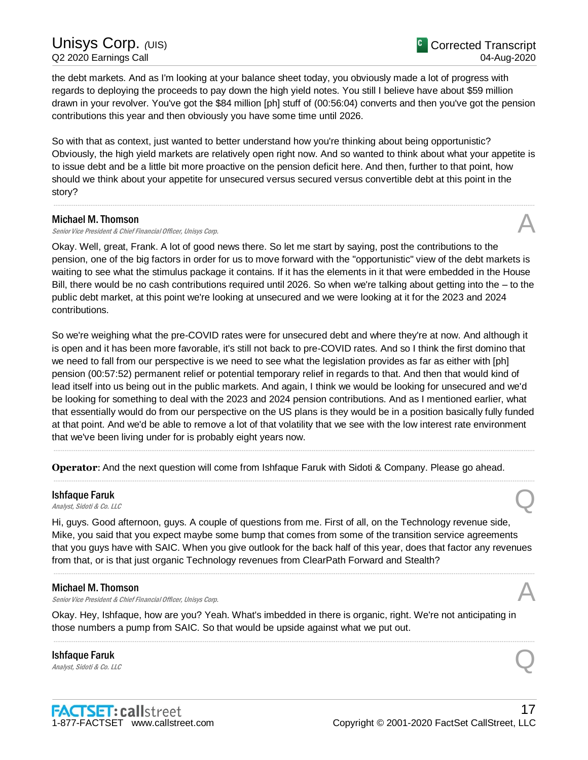the debt markets. And as I'm looking at your balance sheet today, you obviously made a lot of progress with regards to deploying the proceeds to pay down the high yield notes. You still I believe have about $59 million drawn in your revolver. You've got the $84 million [ph] stuff of (00:56:04) converts and then you've got the pension contributions this year and then obviously you have some time until 2026.

So with that as context, just wanted to better understand how you're thinking about being opportunistic? Obviously, the high yield markets are relatively open right now. And so wanted to think about what your appetite is to issue debt and be a little bit more proactive on the pension deficit here. And then, further to that point, how should we think about your appetite for unsecured versus secured versus convertible debt at this point in the story?

---

**Michael M. Thomson**
*Senior Vice President & Chief Financial Officer, Unisys Corp.* — A

Okay. Well, great, Frank. A lot of good news there. So let me start by saying, post the contributions to the pension, one of the big factors in order for us to move forward with the "opportunistic" view of the debt markets is waiting to see what the stimulus package it contains. If it has the elements in it that were embedded in the House Bill, there would be no cash contributions required until 2026. So when we're talking about getting into the – to the public debt market, at this point we're looking at unsecured and we were looking at it for the 2023 and 2024 contributions.

So we're weighing what the pre-COVID rates were for unsecured debt and where they're at now. And although it is open and it has been more favorable, it's still not back to pre-COVID rates. And so I think the first domino that we need to fall from our perspective is we need to see what the legislation provides as far as either with [ph] pension (00:57:52) permanent relief or potential temporary relief in regards to that. And then that would kind of lead itself into us being out in the public markets. And again, I think we would be looking for unsecured and we'd be looking for something to deal with the 2023 and 2024 pension contributions. And as I mentioned earlier, what that essentially would do from our perspective on the US plans is they would be in a position basically fully funded at that point. And we'd be able to remove a lot of that volatility that we see with the low interest rate environment that we've been living under for is probably eight years now.

---

**Operator**: And the next question will come from Ishfaque Faruk with Sidoti & Company. Please go ahead.

---

**Ishfaque Faruk**
*Analyst, Sidoti & Co. LLC* — Q

Hi, guys. Good afternoon, guys. A couple of questions from me. First of all, on the Technology revenue side, Mike, you said that you expect maybe some bump that comes from some of the transition service agreements that you guys have with SAIC. When you give outlook for the back half of this year, does that factor any revenues from that, or is that just organic Technology revenues from ClearPath Forward and Stealth?

---

**Michael M. Thomson**
*Senior Vice President & Chief Financial Officer, Unisys Corp.* — A

Okay. Hey, Ishfaque, how are you? Yeah. What's imbedded in there is organic, right. We're not anticipating in those numbers a pump from SAIC. So that would be upside against what we put out.

---

**Ishfaque Faruk**
*Analyst, Sidoti & Co. LLC* — Q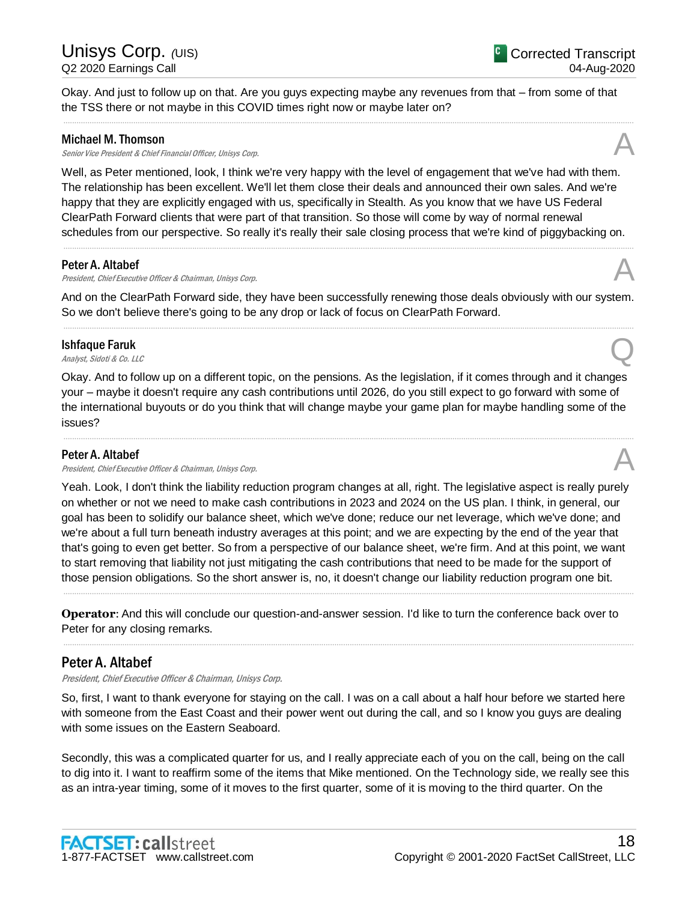Okay. And just to follow up on that. Are you guys expecting maybe any revenues from that – from some of that the TSS there or not maybe in this COVID times right now or maybe later on?

---

**Michael M. Thomson**
*Senior Vice President & Chief Financial Officer, Unisys Corp.*

A

Well, as Peter mentioned, look, I think we're very happy with the level of engagement that we've had with them. The relationship has been excellent. We'll let them close their deals and announced their own sales. And we're happy that they are explicitly engaged with us, specifically in Stealth. As you know that we have US Federal ClearPath Forward clients that were part of that transition. So those will come by way of normal renewal schedules from our perspective. So really it's really their sale closing process that we're kind of piggybacking on.

---

**Peter A. Altabef**
*President, Chief Executive Officer & Chairman, Unisys Corp.*

A

And on the ClearPath Forward side, they have been successfully renewing those deals obviously with our system. So we don't believe there's going to be any drop or lack of focus on ClearPath Forward.

---

**Ishfaque Faruk**
*Analyst, Sidoti & Co. LLC*

Q

Okay. And to follow up on a different topic, on the pensions. As the legislation, if it comes through and it changes your – maybe it doesn't require any cash contributions until 2026, do you still expect to go forward with some of the international buyouts or do you think that will change maybe your game plan for maybe handling some of the issues?

---

**Peter A. Altabef**
*President, Chief Executive Officer & Chairman, Unisys Corp.*

A

Yeah. Look, I don't think the liability reduction program changes at all, right. The legislative aspect is really purely on whether or not we need to make cash contributions in 2023 and 2024 on the US plan. I think, in general, our goal has been to solidify our balance sheet, which we've done; reduce our net leverage, which we've done; and we're about a full turn beneath industry averages at this point; and we are expecting by the end of the year that that's going to even get better. So from a perspective of our balance sheet, we're firm. And at this point, we want to start removing that liability not just mitigating the cash contributions that need to be made for the support of those pension obligations. So the short answer is, no, it doesn't change our liability reduction program one bit.

---

**Operator**: And this will conclude our question-and-answer session. I'd like to turn the conference back over to Peter for any closing remarks.

---

## Peter A. Altabef

*President, Chief Executive Officer & Chairman, Unisys Corp.*

So, first, I want to thank everyone for staying on the call. I was on a call about a half hour before we started here with someone from the East Coast and their power went out during the call, and so I know you guys are dealing with some issues on the Eastern Seaboard.

Secondly, this was a complicated quarter for us, and I really appreciate each of you on the call, being on the call to dig into it. I want to reaffirm some of the items that Mike mentioned. On the Technology side, we really see this as an intra-year timing, some of it moves to the first quarter, some of it is moving to the third quarter. On the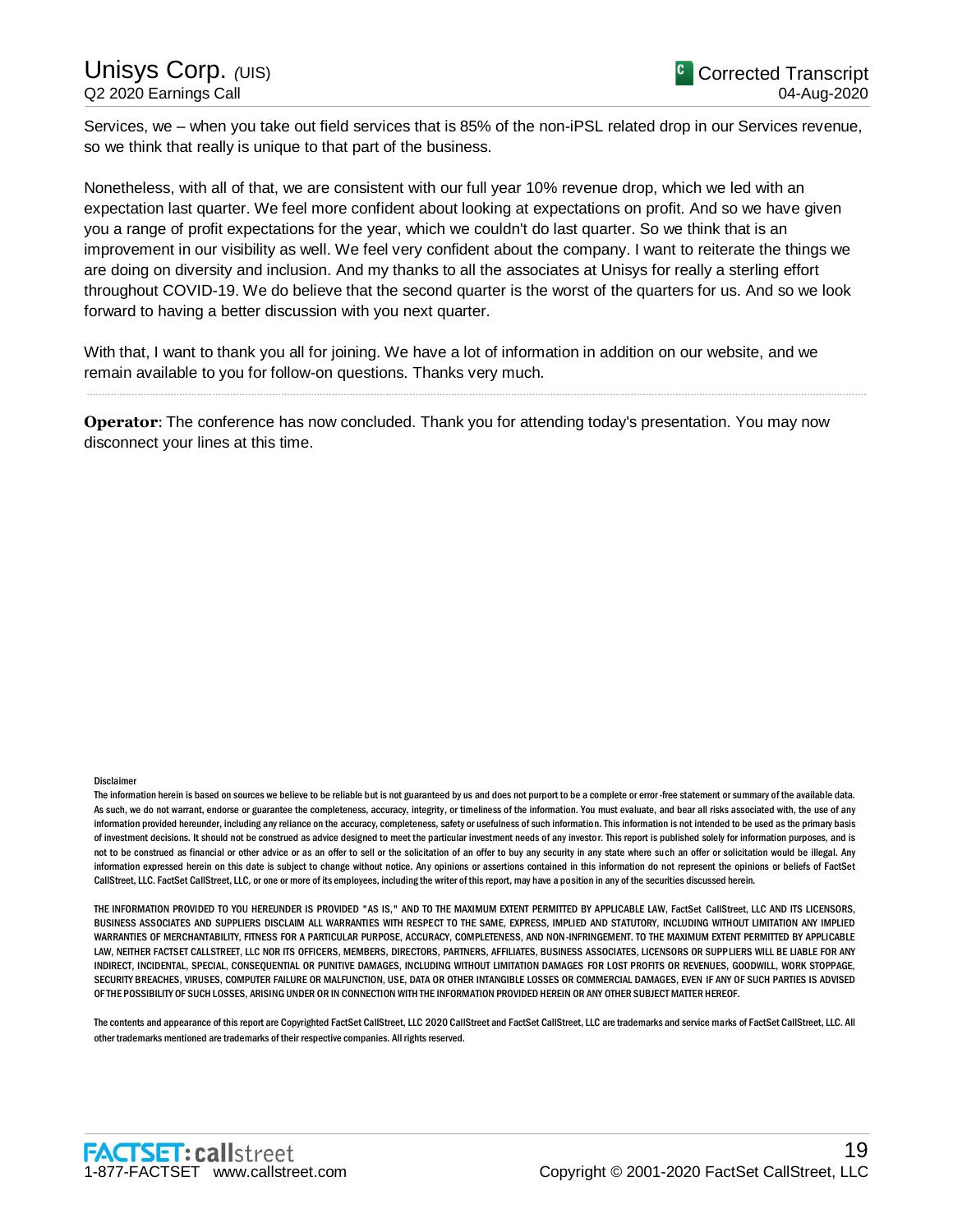Services, we – when you take out field services that is 85% of the non-iPSL related drop in our Services revenue, so we think that really is unique to that part of the business.

Nonetheless, with all of that, we are consistent with our full year 10% revenue drop, which we led with an expectation last quarter. We feel more confident about looking at expectations on profit. And so we have given you a range of profit expectations for the year, which we couldn't do last quarter. So we think that is an improvement in our visibility as well. We feel very confident about the company. I want to reiterate the things we are doing on diversity and inclusion. And my thanks to all the associates at Unisys for really a sterling effort throughout COVID-19. We do believe that the second quarter is the worst of the quarters for us. And so we look forward to having a better discussion with you next quarter.

With that, I want to thank you all for joining. We have a lot of information in addition on our website, and we remain available to you for follow-on questions. Thanks very much.

---

**Operator**: The conference has now concluded. Thank you for attending today's presentation. You may now disconnect your lines at this time.

Disclaimer

The information herein is based on sources we believe to be reliable but is not guaranteed by us and does not purport to be a complete or error-free statement or summary of the available data. As such, we do not warrant, endorse or guarantee the completeness, accuracy, integrity, or timeliness of the information. You must evaluate, and bear all risks associated with, the use of any information provided hereunder, including any reliance on the accuracy, completeness, safety or usefulness of such information. This information is not intended to be used as the primary basis of investment decisions. It should not be construed as advice designed to meet the particular investment needs of any investor. This report is published solely for information purposes, and is not to be construed as financial or other advice or as an offer to sell or the solicitation of an offer to buy any security in any state where such an offer or solicitation would be illegal. Any information expressed herein on this date is subject to change without notice. Any opinions or assertions contained in this information do not represent the opinions or beliefs of FactSet CallStreet, LLC. FactSet CallStreet, LLC, or one or more of its employees, including the writer of this report, may have a position in any of the securities discussed herein.

THE INFORMATION PROVIDED TO YOU HEREUNDER IS PROVIDED "AS IS," AND TO THE MAXIMUM EXTENT PERMITTED BY APPLICABLE LAW, FactSet CallStreet, LLC AND ITS LICENSORS, BUSINESS ASSOCIATES AND SUPPLIERS DISCLAIM ALL WARRANTIES WITH RESPECT TO THE SAME, EXPRESS, IMPLIED AND STATUTORY, INCLUDING WITHOUT LIMITATION ANY IMPLIED WARRANTIES OF MERCHANTABILITY, FITNESS FOR A PARTICULAR PURPOSE, ACCURACY, COMPLETENESS, AND NON-INFRINGEMENT. TO THE MAXIMUM EXTENT PERMITTED BY APPLICABLE LAW, NEITHER FACTSET CALLSTREET, LLC NOR ITS OFFICERS, MEMBERS, DIRECTORS, PARTNERS, AFFILIATES, BUSINESS ASSOCIATES, LICENSORS OR SUPPLIERS WILL BE LIABLE FOR ANY INDIRECT, INCIDENTAL, SPECIAL, CONSEQUENTIAL OR PUNITIVE DAMAGES, INCLUDING WITHOUT LIMITATION DAMAGES FOR LOST PROFITS OR REVENUES, GOODWILL, WORK STOPPAGE, SECURITY BREACHES, VIRUSES, COMPUTER FAILURE OR MALFUNCTION, USE, DATA OR OTHER INTANGIBLE LOSSES OR COMMERCIAL DAMAGES, EVEN IF ANY OF SUCH PARTIES IS ADVISED OF THE POSSIBILITY OF SUCH LOSSES, ARISING UNDER OR IN CONNECTION WITH THE INFORMATION PROVIDED HEREIN OR ANY OTHER SUBJECT MATTER HEREOF.

The contents and appearance of this report are Copyrighted FactSet CallStreet, LLC 2020 CallStreet and FactSet CallStreet, LLC are trademarks and service marks of FactSet CallStreet, LLC. All other trademarks mentioned are trademarks of their respective companies. All rights reserved.